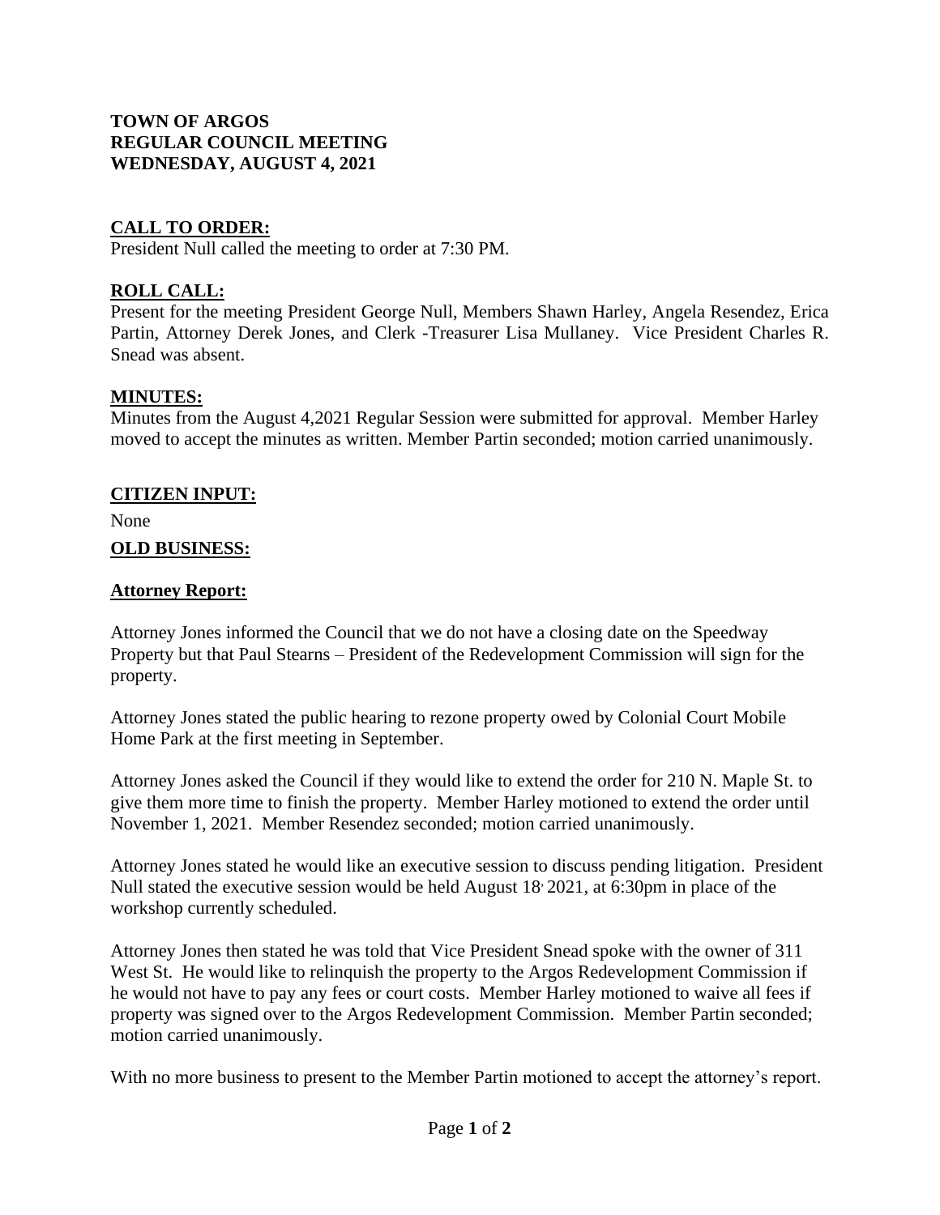# TOWN OF ARGOS
# REGULAR COUNCIL MEETING
# WEDNESDAY, AUGUST 4, 2021

## CALL TO ORDER:

President Null called the meeting to order at 7:30 PM.

## ROLL CALL:

Present for the meeting President George Null, Members Shawn Harley, Angela Resendez, Erica Partin, Attorney Derek Jones, and Clerk -Treasurer Lisa Mullaney. Vice President Charles R. Snead was absent.

## MINUTES:

Minutes from the August 4,2021 Regular Session were submitted for approval. Member Harley moved to accept the minutes as written. Member Partin seconded; motion carried unanimously.

## CITIZEN INPUT:

None

## OLD BUSINESS:

### Attorney Report:

Attorney Jones informed the Council that we do not have a closing date on the Speedway Property but that Paul Stearns – President of the Redevelopment Commission will sign for the property.

Attorney Jones stated the public hearing to rezone property owed by Colonial Court Mobile Home Park at the first meeting in September.

Attorney Jones asked the Council if they would like to extend the order for 210 N. Maple St. to give them more time to finish the property. Member Harley motioned to extend the order until November 1, 2021. Member Resendez seconded; motion carried unanimously.

Attorney Jones stated he would like an executive session to discuss pending litigation. President Null stated the executive session would be held August 18, 2021, at 6:30pm in place of the workshop currently scheduled.

Attorney Jones then stated he was told that Vice President Snead spoke with the owner of 311 West St. He would like to relinquish the property to the Argos Redevelopment Commission if he would not have to pay any fees or court costs. Member Harley motioned to waive all fees if property was signed over to the Argos Redevelopment Commission. Member Partin seconded; motion carried unanimously.

With no more business to present to the Member Partin motioned to accept the attorney's report.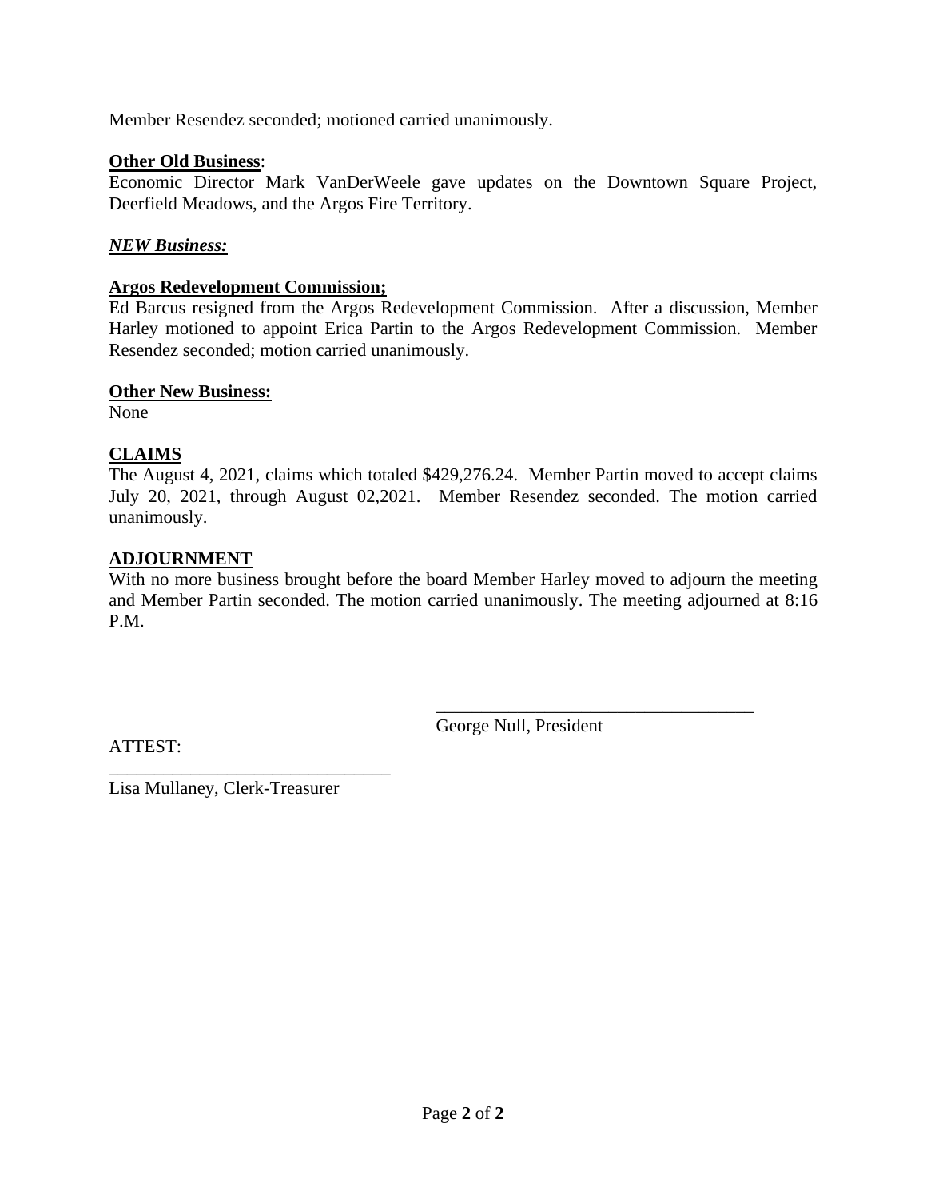Member Resendez seconded; motioned carried unanimously.

**Other Old Business**:
Economic Director Mark VanDerWeele gave updates on the Downtown Square Project, Deerfield Meadows, and the Argos Fire Territory.

***NEW Business:***

**Argos Redevelopment Commission;**
Ed Barcus resigned from the Argos Redevelopment Commission. After a discussion, Member Harley motioned to appoint Erica Partin to the Argos Redevelopment Commission. Member Resendez seconded; motion carried unanimously.

**Other New Business:**
None

**CLAIMS**
The August 4, 2021, claims which totaled $429,276.24. Member Partin moved to accept claims July 20, 2021, through August 02,2021. Member Resendez seconded. The motion carried unanimously.

**ADJOURNMENT**
With no more business brought before the board Member Harley moved to adjourn the meeting and Member Partin seconded. The motion carried unanimously. The meeting adjourned at 8:16 P.M.

\_\_\_\_\_\_\_\_\_\_\_\_\_\_\_\_\_\_\_\_\_\_\_\_\_\_\_\_\_\_\_\_\_\_\_
George Null, President

ATTEST:

\_\_\_\_\_\_\_\_\_\_\_\_\_\_\_\_\_\_\_\_\_\_\_\_\_\_\_\_\_\_\_
Lisa Mullaney, Clerk-Treasurer